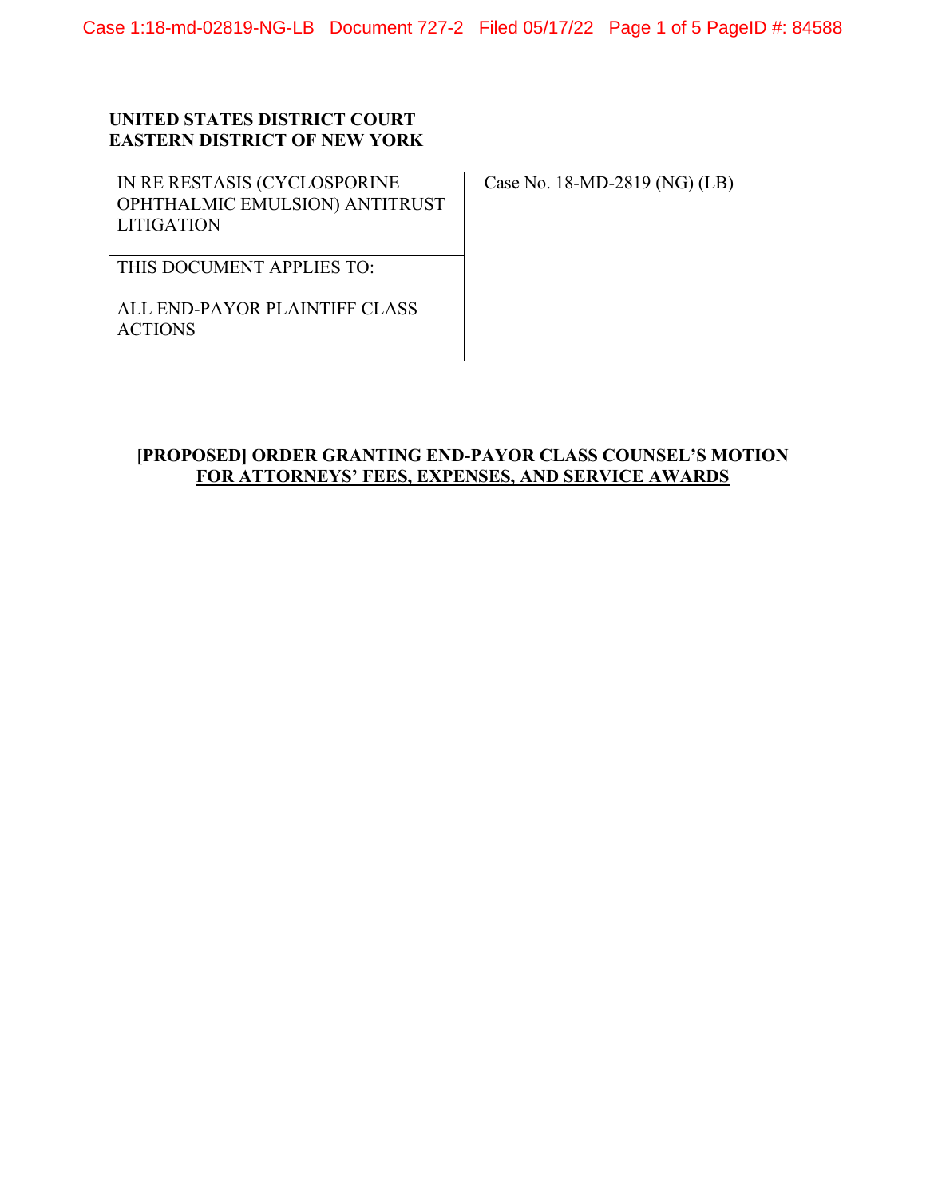**UNITED STATES DISTRICT COURT**
**EASTERN DISTRICT OF NEW YORK**

| IN RE RESTASIS (CYCLOSPORINE OPHTHALMIC EMULSION) ANTITRUST LITIGATION | Case No. 18-MD-2819 (NG) (LB) |
| --- | --- |
| THIS DOCUMENT APPLIES TO: ALL END-PAYOR PLAINTIFF CLASS ACTIONS | |

**[PROPOSED] ORDER GRANTING END-PAYOR CLASS COUNSEL'S MOTION FOR ATTORNEYS' FEES, EXPENSES, AND SERVICE AWARDS**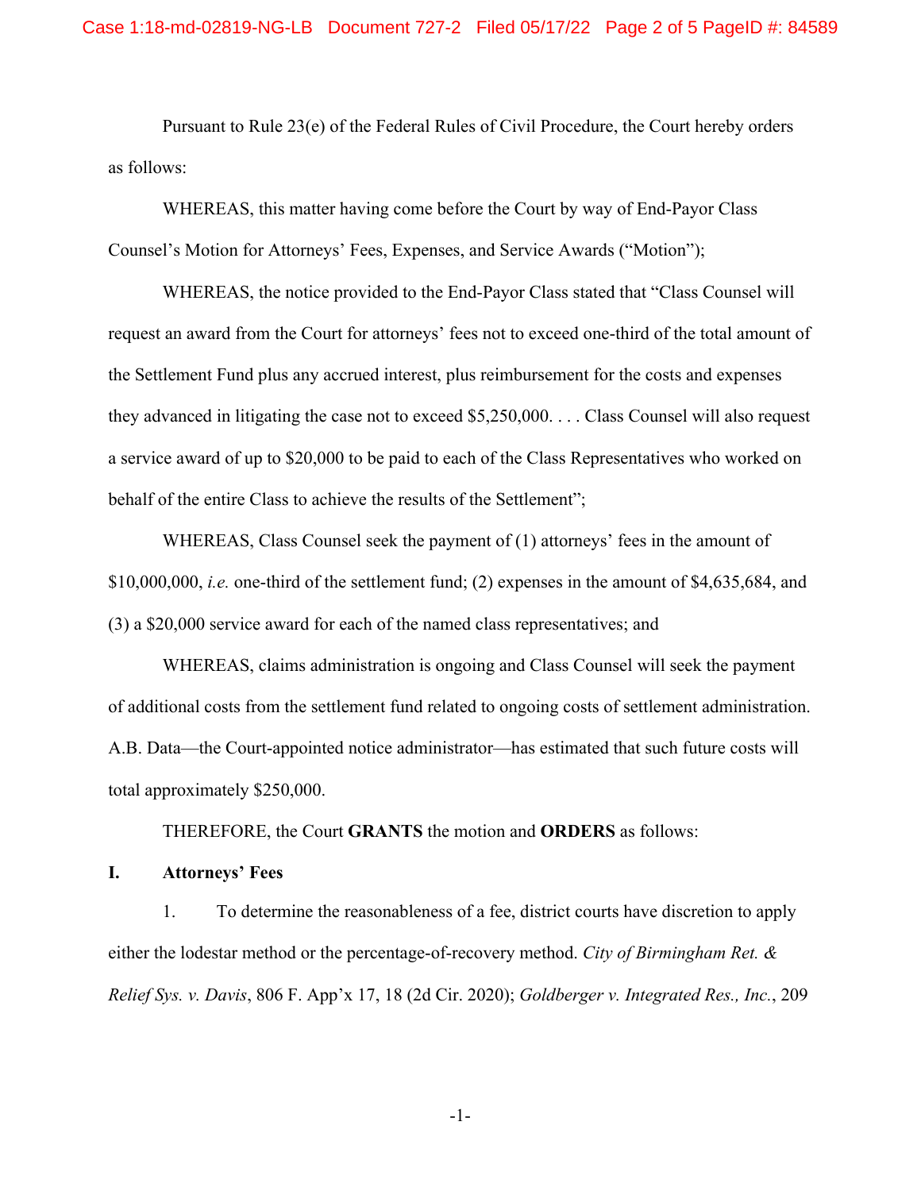Pursuant to Rule 23(e) of the Federal Rules of Civil Procedure, the Court hereby orders as follows:

WHEREAS, this matter having come before the Court by way of End-Payor Class Counsel's Motion for Attorneys' Fees, Expenses, and Service Awards ("Motion");

WHEREAS, the notice provided to the End-Payor Class stated that "Class Counsel will request an award from the Court for attorneys' fees not to exceed one-third of the total amount of the Settlement Fund plus any accrued interest, plus reimbursement for the costs and expenses they advanced in litigating the case not to exceed $5,250,000. . . . Class Counsel will also request a service award of up to $20,000 to be paid to each of the Class Representatives who worked on behalf of the entire Class to achieve the results of the Settlement";

WHEREAS, Class Counsel seek the payment of (1) attorneys' fees in the amount of $10,000,000, *i.e.* one-third of the settlement fund; (2) expenses in the amount of $4,635,684, and (3) a $20,000 service award for each of the named class representatives; and

WHEREAS, claims administration is ongoing and Class Counsel will seek the payment of additional costs from the settlement fund related to ongoing costs of settlement administration. A.B. Data—the Court-appointed notice administrator—has estimated that such future costs will total approximately $250,000.

THEREFORE, the Court **GRANTS** the motion and **ORDERS** as follows:

## I. Attorneys' Fees

1. To determine the reasonableness of a fee, district courts have discretion to apply either the lodestar method or the percentage-of-recovery method. *City of Birmingham Ret. & Relief Sys. v. Davis*, 806 F. App'x 17, 18 (2d Cir. 2020); *Goldberger v. Integrated Res., Inc.*, 209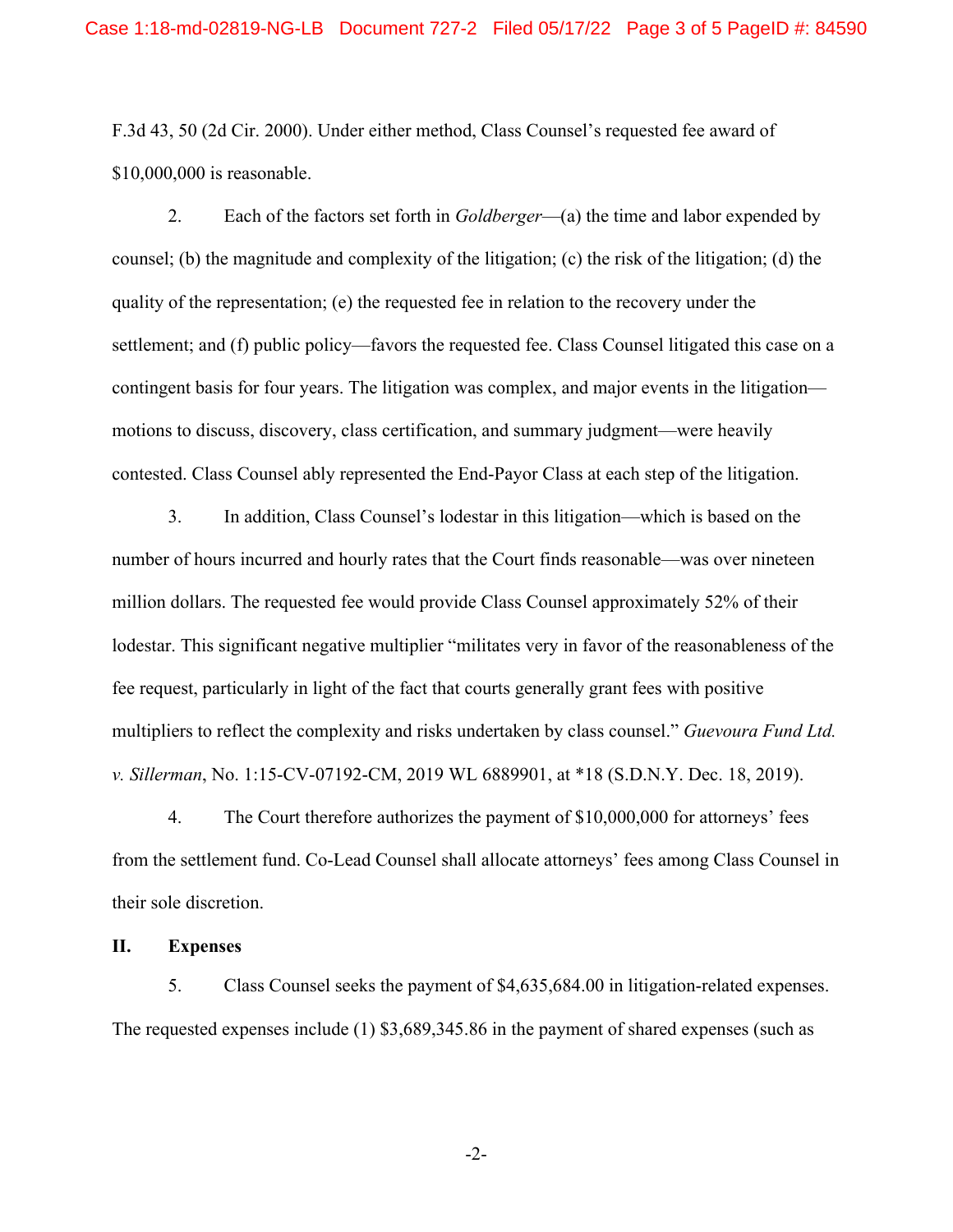F.3d 43, 50 (2d Cir. 2000). Under either method, Class Counsel's requested fee award of $10,000,000 is reasonable.

2. Each of the factors set forth in *Goldberger*—(a) the time and labor expended by counsel; (b) the magnitude and complexity of the litigation; (c) the risk of the litigation; (d) the quality of the representation; (e) the requested fee in relation to the recovery under the settlement; and (f) public policy—favors the requested fee. Class Counsel litigated this case on a contingent basis for four years. The litigation was complex, and major events in the litigation—motions to discuss, discovery, class certification, and summary judgment—were heavily contested. Class Counsel ably represented the End-Payor Class at each step of the litigation.

3. In addition, Class Counsel's lodestar in this litigation—which is based on the number of hours incurred and hourly rates that the Court finds reasonable—was over nineteen million dollars. The requested fee would provide Class Counsel approximately 52% of their lodestar. This significant negative multiplier "militates very in favor of the reasonableness of the fee request, particularly in light of the fact that courts generally grant fees with positive multipliers to reflect the complexity and risks undertaken by class counsel." *Guevoura Fund Ltd. v. Sillerman*, No. 1:15-CV-07192-CM, 2019 WL 6889901, at *18 (S.D.N.Y. Dec. 18, 2019).

4. The Court therefore authorizes the payment of $10,000,000 for attorneys' fees from the settlement fund. Co-Lead Counsel shall allocate attorneys' fees among Class Counsel in their sole discretion.

## II. Expenses

5. Class Counsel seeks the payment of $4,635,684.00 in litigation-related expenses. The requested expenses include (1) $3,689,345.86 in the payment of shared expenses (such as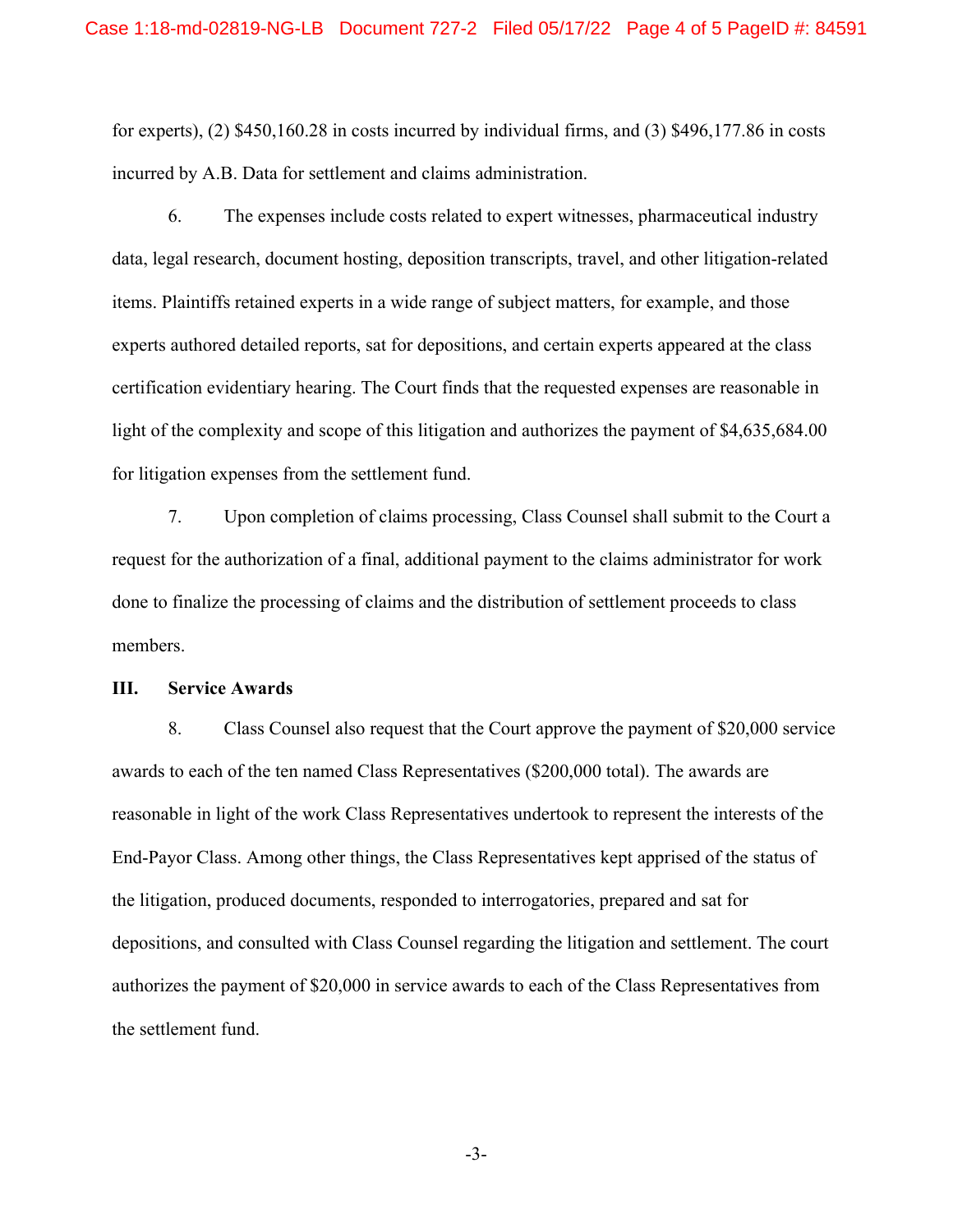for experts), (2) $450,160.28 in costs incurred by individual firms, and (3) $496,177.86 in costs incurred by A.B. Data for settlement and claims administration.

6. The expenses include costs related to expert witnesses, pharmaceutical industry data, legal research, document hosting, deposition transcripts, travel, and other litigation-related items. Plaintiffs retained experts in a wide range of subject matters, for example, and those experts authored detailed reports, sat for depositions, and certain experts appeared at the class certification evidentiary hearing. The Court finds that the requested expenses are reasonable in light of the complexity and scope of this litigation and authorizes the payment of $4,635,684.00 for litigation expenses from the settlement fund.

7. Upon completion of claims processing, Class Counsel shall submit to the Court a request for the authorization of a final, additional payment to the claims administrator for work done to finalize the processing of claims and the distribution of settlement proceeds to class members.

**III. Service Awards**

8. Class Counsel also request that the Court approve the payment of $20,000 service awards to each of the ten named Class Representatives ($200,000 total). The awards are reasonable in light of the work Class Representatives undertook to represent the interests of the End-Payor Class. Among other things, the Class Representatives kept apprised of the status of the litigation, produced documents, responded to interrogatories, prepared and sat for depositions, and consulted with Class Counsel regarding the litigation and settlement. The court authorizes the payment of $20,000 in service awards to each of the Class Representatives from the settlement fund.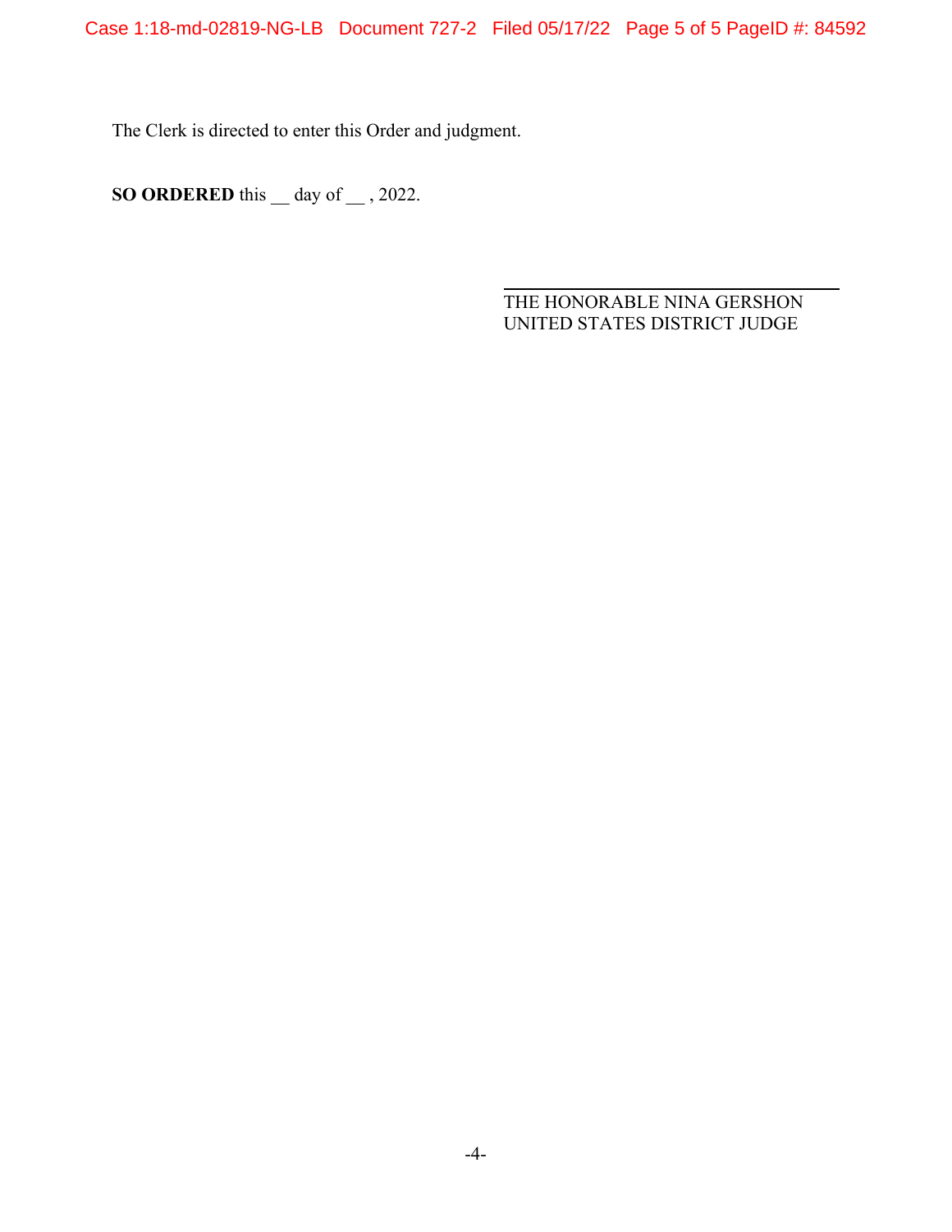The Clerk is directed to enter this Order and judgment.

**SO ORDERED** this __ day of __ , 2022.

\_\_\_\_\_\_\_\_\_\_\_\_\_\_\_\_\_\_\_\_\_\_\_\_\_\_\_\_\_\_\_\_

THE HONORABLE NINA GERSHON
UNITED STATES DISTRICT JUDGE